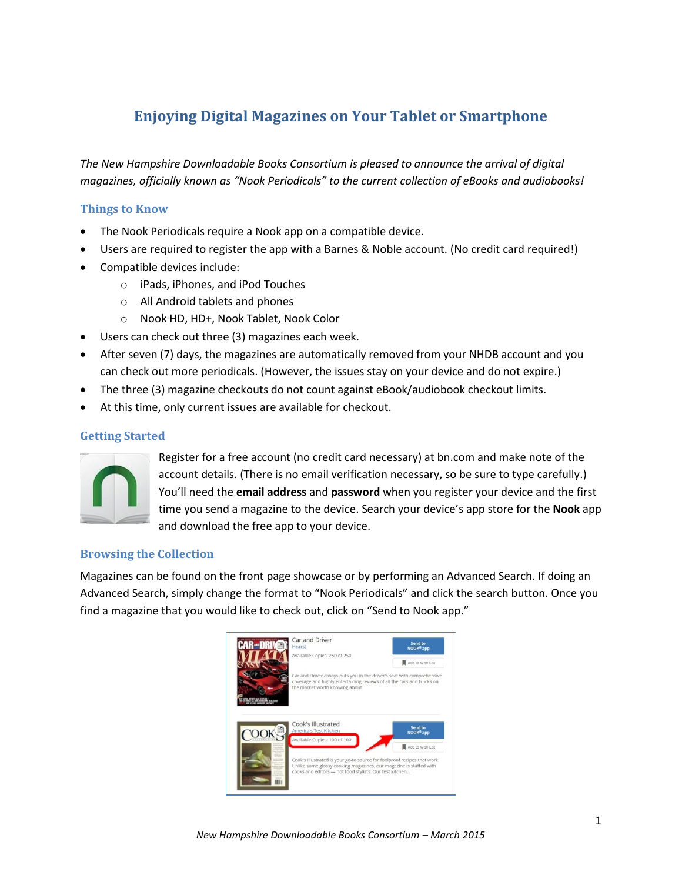# Enjoying Digital Magazines on Your Tablet or Smartphone

*The New Hampshire Downloadable Books Consortium is pleased to announce the arrival of digital magazines, officially known as "Nook Periodicals" to the current collection of eBooks and audiobooks!*

## Things to Know

- The Nook Periodicals require a Nook app on a compatible device.
- Users are required to register the app with a Barnes & Noble account. (No credit card required!)
- Compatible devices include:
  - iPads, iPhones, and iPod Touches
  - All Android tablets and phones
  - Nook HD, HD+, Nook Tablet, Nook Color
- Users can check out three (3) magazines each week.
- After seven (7) days, the magazines are automatically removed from your NHDB account and you can check out more periodicals. (However, the issues stay on your device and do not expire.)
- The three (3) magazine checkouts do not count against eBook/audiobook checkout limits.
- At this time, only current issues are available for checkout.

## Getting Started

Register for a free account (no credit card necessary) at bn.com and make note of the account details. (There is no email verification necessary, so be sure to type carefully.) You'll need the **email address** and **password** when you register your device and the first time you send a magazine to the device. Search your device's app store for the **Nook** app and download the free app to your device.

## Browsing the Collection

Magazines can be found on the front page showcase or by performing an Advanced Search. If doing an Advanced Search, simply change the format to "Nook Periodicals" and click the search button. Once you find a magazine that you would like to check out, click on "Send to Nook app."

*New Hampshire Downloadable Books Consortium – March 2015*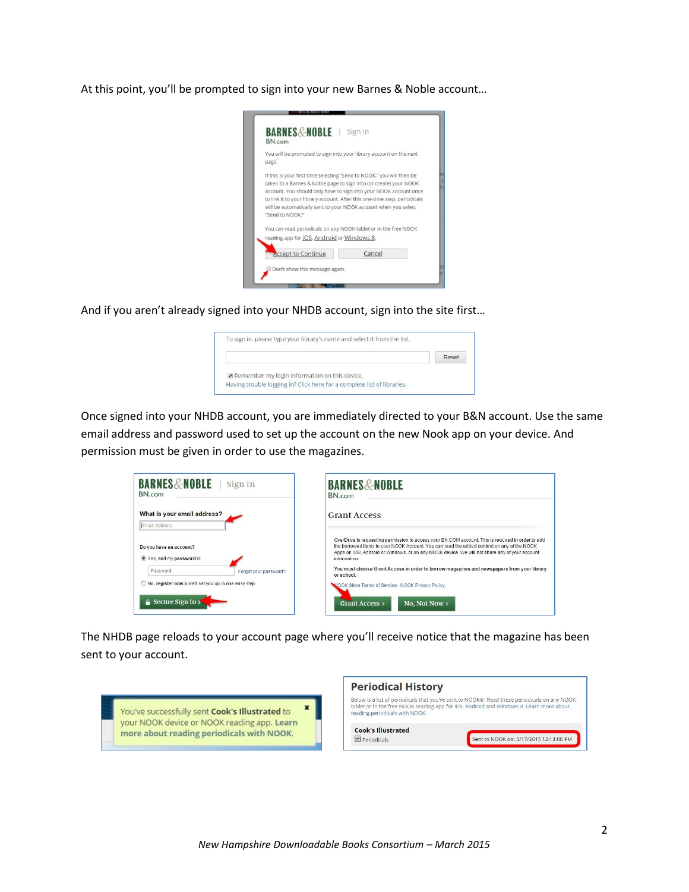At this point, you'll be prompted to sign into your new Barnes & Noble account…

And if you aren't already signed into your NHDB account, sign into the site first…

Once signed into your NHDB account, you are immediately directed to your B&N account. Use the same email address and password used to set up the account on the new Nook app on your device. And permission must be given in order to use the magazines.

The NHDB page reloads to your account page where you'll receive notice that the magazine has been sent to your account.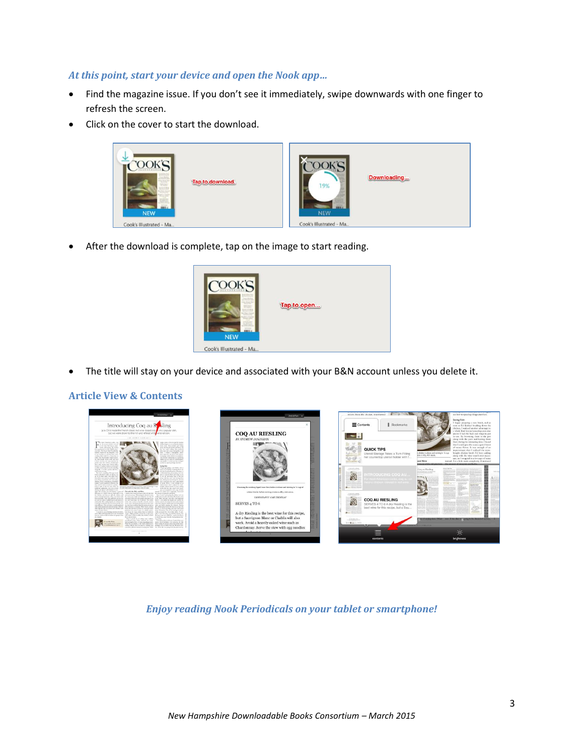*At this point, start your device and open the Nook app…*

- Find the magazine issue. If you don't see it immediately, swipe downwards with one finger to refresh the screen.
- Click on the cover to start the download.

- After the download is complete, tap on the image to start reading.

- The title will stay on your device and associated with your B&N account unless you delete it.

## Article View & Contents

*Enjoy reading Nook Periodicals on your tablet or smartphone!*

*New Hampshire Downloadable Books Consortium – March 2015*